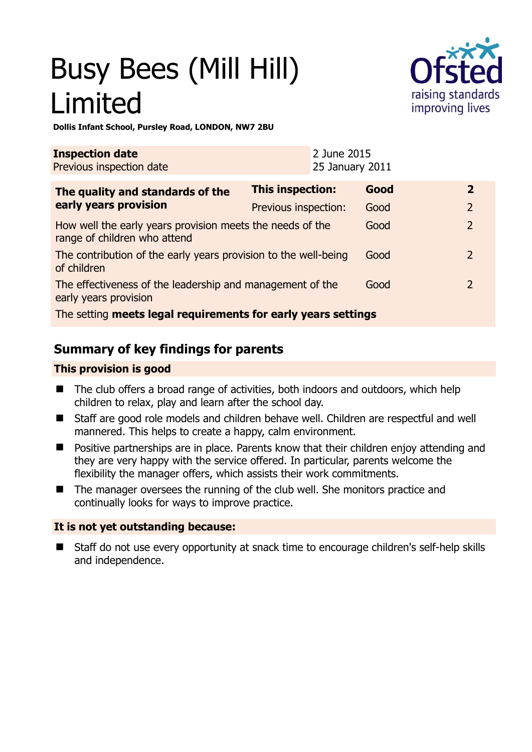# Busy Bees (Mill Hill) Limited

**Dollis Infant School, Pursley Road, LONDON, NW7 2BU**

| **Inspection date** | 2 June 2015 |
|---|---|
| Previous inspection date | 25 January 2011 |

| **The quality and standards of the early years provision** | **This inspection:** | **Good** | **2** |
|---|---|---|---|
| | Previous inspection: | Good | 2 |
| How well the early years provision meets the needs of the range of children who attend | | Good | 2 |
| The contribution of the early years provision to the well-being of children | | Good | 2 |
| The effectiveness of the leadership and management of the early years provision | | Good | 2 |
| The setting **meets legal requirements for early years settings** | | | |

## Summary of key findings for parents

**This provision is good**

- The club offers a broad range of activities, both indoors and outdoors, which help children to relax, play and learn after the school day.
- Staff are good role models and children behave well. Children are respectful and well mannered. This helps to create a happy, calm environment.
- Positive partnerships are in place. Parents know that their children enjoy attending and they are very happy with the service offered. In particular, parents welcome the flexibility the manager offers, which assists their work commitments.
- The manager oversees the running of the club well. She monitors practice and continually looks for ways to improve practice.

**It is not yet outstanding because:**

- Staff do not use every opportunity at snack time to encourage children's self-help skills and independence.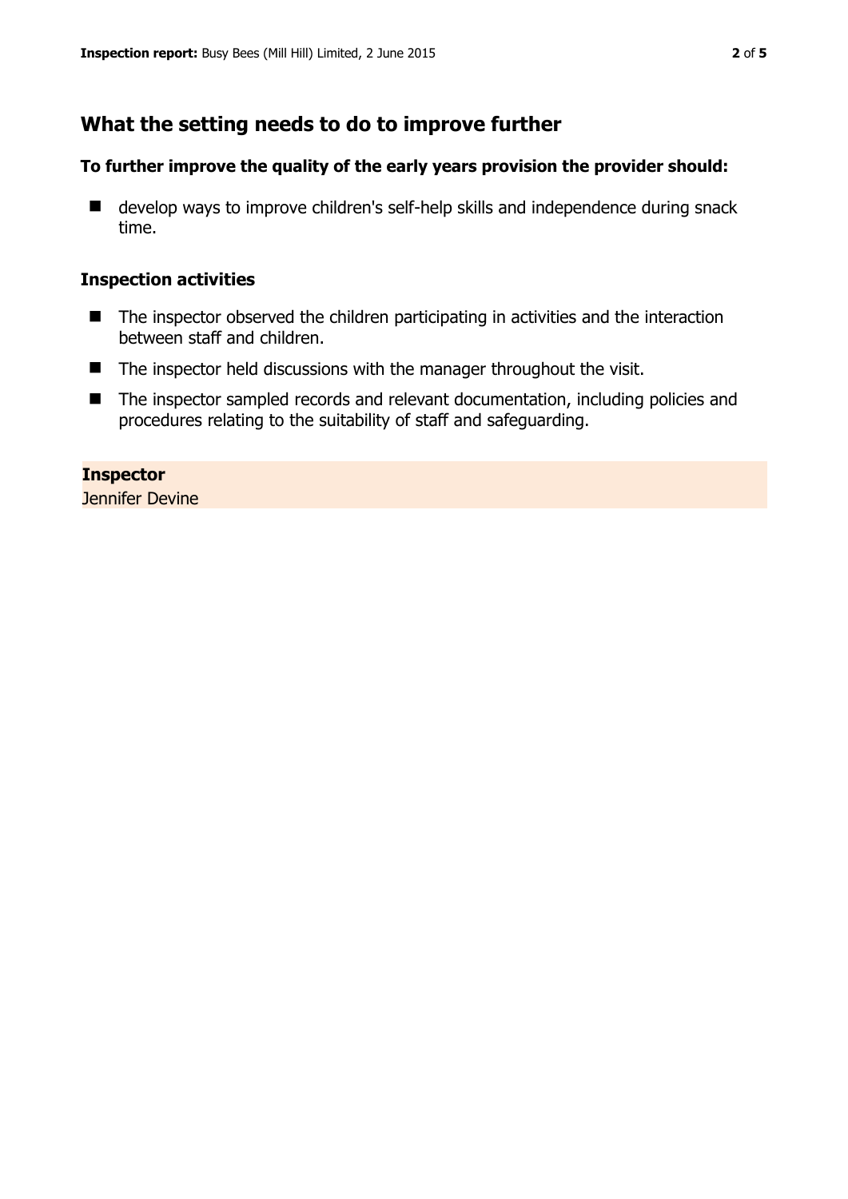## What the setting needs to do to improve further

**To further improve the quality of the early years provision the provider should:**

- develop ways to improve children's self-help skills and independence during snack time.

### Inspection activities

- The inspector observed the children participating in activities and the interaction between staff and children.
- The inspector held discussions with the manager throughout the visit.
- The inspector sampled records and relevant documentation, including policies and procedures relating to the suitability of staff and safeguarding.

**Inspector**
Jennifer Devine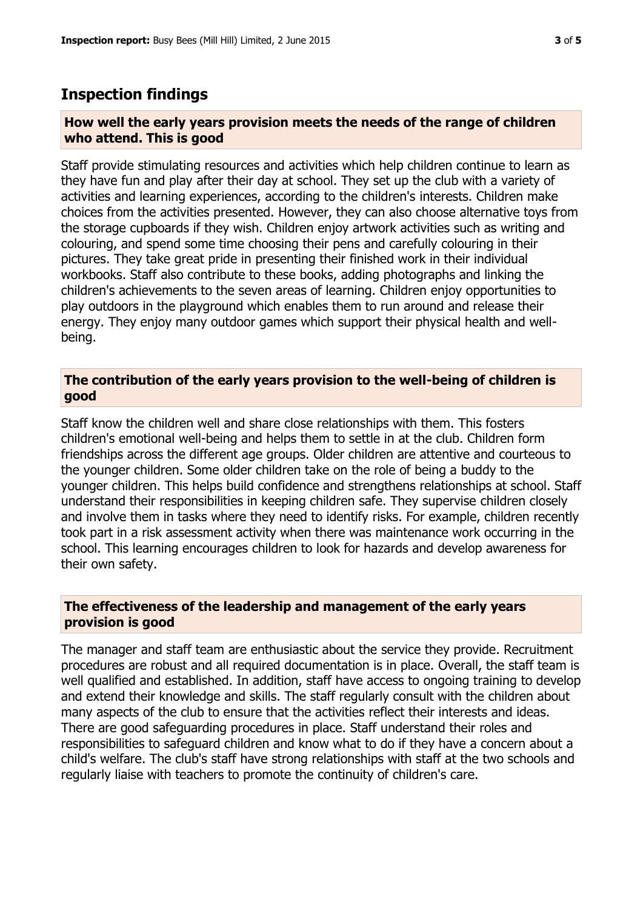## Inspection findings

### How well the early years provision meets the needs of the range of children who attend. This is good

Staff provide stimulating resources and activities which help children continue to learn as they have fun and play after their day at school. They set up the club with a variety of activities and learning experiences, according to the children's interests. Children make choices from the activities presented. However, they can also choose alternative toys from the storage cupboards if they wish. Children enjoy artwork activities such as writing and colouring, and spend some time choosing their pens and carefully colouring in their pictures. They take great pride in presenting their finished work in their individual workbooks. Staff also contribute to these books, adding photographs and linking the children's achievements to the seven areas of learning. Children enjoy opportunities to play outdoors in the playground which enables them to run around and release their energy. They enjoy many outdoor games which support their physical health and well-being.

### The contribution of the early years provision to the well-being of children is good

Staff know the children well and share close relationships with them. This fosters children's emotional well-being and helps them to settle in at the club. Children form friendships across the different age groups. Older children are attentive and courteous to the younger children. Some older children take on the role of being a buddy to the younger children. This helps build confidence and strengthens relationships at school. Staff understand their responsibilities in keeping children safe. They supervise children closely and involve them in tasks where they need to identify risks. For example, children recently took part in a risk assessment activity when there was maintenance work occurring in the school. This learning encourages children to look for hazards and develop awareness for their own safety.

### The effectiveness of the leadership and management of the early years provision is good

The manager and staff team are enthusiastic about the service they provide. Recruitment procedures are robust and all required documentation is in place. Overall, the staff team is well qualified and established. In addition, staff have access to ongoing training to develop and extend their knowledge and skills. The staff regularly consult with the children about many aspects of the club to ensure that the activities reflect their interests and ideas. There are good safeguarding procedures in place. Staff understand their roles and responsibilities to safeguard children and know what to do if they have a concern about a child's welfare. The club's staff have strong relationships with staff at the two schools and regularly liaise with teachers to promote the continuity of children's care.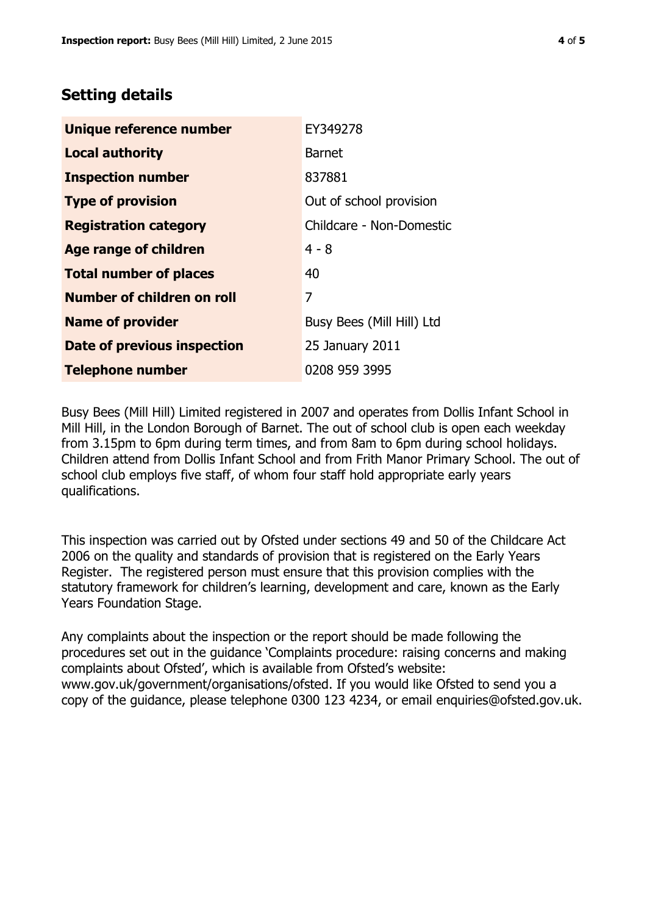## Setting details

| | |
|---|---|
| **Unique reference number** | EY349278 |
| **Local authority** | Barnet |
| **Inspection number** | 837881 |
| **Type of provision** | Out of school provision |
| **Registration category** | Childcare - Non-Domestic |
| **Age range of children** | 4 - 8 |
| **Total number of places** | 40 |
| **Number of children on roll** | 7 |
| **Name of provider** | Busy Bees (Mill Hill) Ltd |
| **Date of previous inspection** | 25 January 2011 |
| **Telephone number** | 0208 959 3995 |

Busy Bees (Mill Hill) Limited registered in 2007 and operates from Dollis Infant School in Mill Hill, in the London Borough of Barnet. The out of school club is open each weekday from 3.15pm to 6pm during term times, and from 8am to 6pm during school holidays. Children attend from Dollis Infant School and from Frith Manor Primary School. The out of school club employs five staff, of whom four staff hold appropriate early years qualifications.

This inspection was carried out by Ofsted under sections 49 and 50 of the Childcare Act 2006 on the quality and standards of provision that is registered on the Early Years Register. The registered person must ensure that this provision complies with the statutory framework for children's learning, development and care, known as the Early Years Foundation Stage.

Any complaints about the inspection or the report should be made following the procedures set out in the guidance 'Complaints procedure: raising concerns and making complaints about Ofsted', which is available from Ofsted's website: www.gov.uk/government/organisations/ofsted. If you would like Ofsted to send you a copy of the guidance, please telephone 0300 123 4234, or email enquiries@ofsted.gov.uk.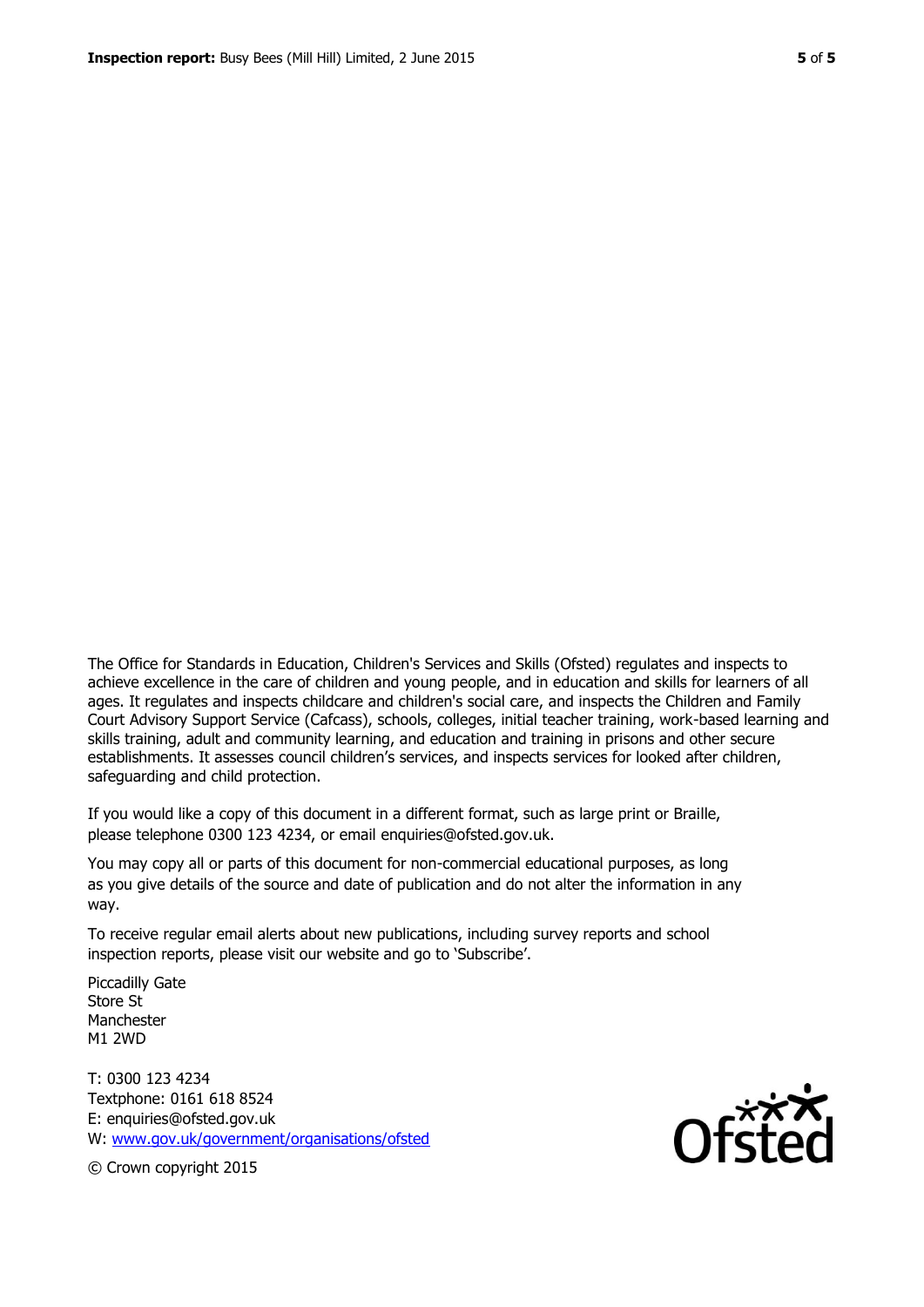The Office for Standards in Education, Children's Services and Skills (Ofsted) regulates and inspects to achieve excellence in the care of children and young people, and in education and skills for learners of all ages. It regulates and inspects childcare and children's social care, and inspects the Children and Family Court Advisory Support Service (Cafcass), schools, colleges, initial teacher training, work-based learning and skills training, adult and community learning, and education and training in prisons and other secure establishments. It assesses council children's services, and inspects services for looked after children, safeguarding and child protection.

If you would like a copy of this document in a different format, such as large print or Braille, please telephone 0300 123 4234, or email enquiries@ofsted.gov.uk.

You may copy all or parts of this document for non-commercial educational purposes, as long as you give details of the source and date of publication and do not alter the information in any way.

To receive regular email alerts about new publications, including survey reports and school inspection reports, please visit our website and go to 'Subscribe'.

Piccadilly Gate
Store St
Manchester
M1 2WD

T: 0300 123 4234
Textphone: 0161 618 8524
E: enquiries@ofsted.gov.uk
W: [www.gov.uk/government/organisations/ofsted](http://www.gov.uk/government/organisations/ofsted)

© Crown copyright 2015

Ofsted